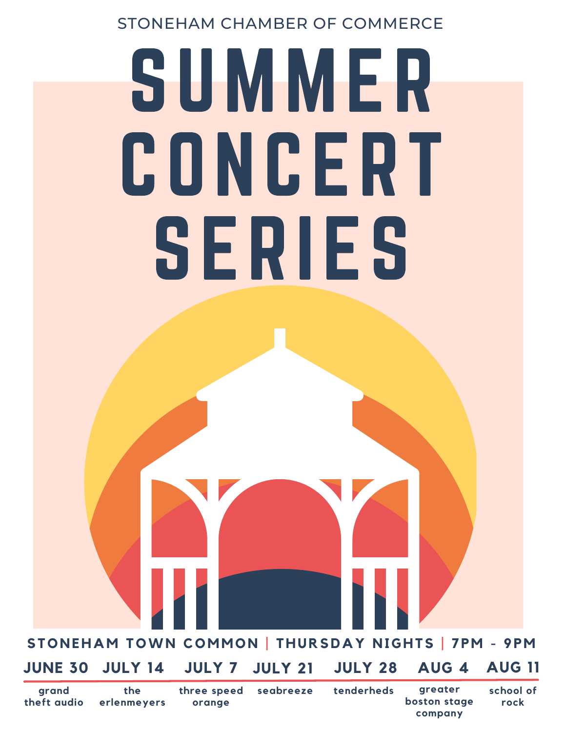STONEHAM CHAMBER OF COMMERCE

# SUMMER CONCERT SERIES

**STONEHAM TOWN COMMON | THURSDAY NIGHTS | 7PM - 9PM**

| JUNE 30 | JULY 14 | JULY 7 | JULY 21 | JULY 28 | AUG 4 | AUG 11 |
| --- | --- | --- | --- | --- | --- | --- |
| grand theft audio | the erlenmeyers | three speed orange | seabreeze | tenderheds | greater boston stage company | school of rock |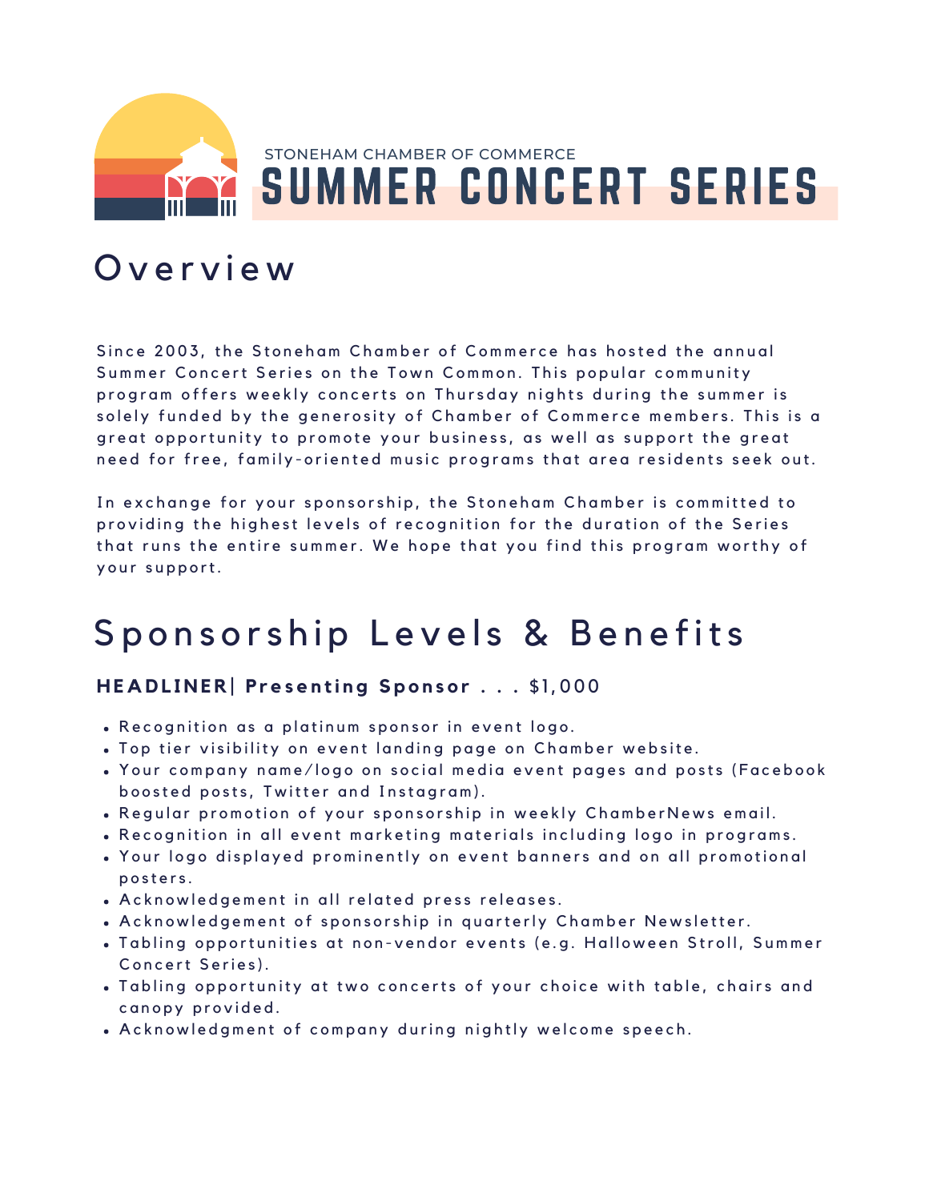STONEHAM CHAMBER OF COMMERCE

# SUMMER CONCERT SERIES

## Overview

Since 2003, the Stoneham Chamber of Commerce has hosted the annual Summer Concert Series on the Town Common. This popular community program offers weekly concerts on Thursday nights during the summer is solely funded by the generosity of Chamber of Commerce members. This is a great opportunity to promote your business, as well as support the great need for free, family-oriented music programs that area residents seek out.

In exchange for your sponsorship, the Stoneham Chamber is committed to providing the highest levels of recognition for the duration of the Series that runs the entire summer. We hope that you find this program worthy of your support.

## Sponsorship Levels & Benefits

### **HEADLINER| Presenting Sponsor . . .** $1,000

- Recognition as a platinum sponsor in event logo.
- Top tier visibility on event landing page on Chamber website.
- Your company name/logo on social media event pages and posts (Facebook boosted posts, Twitter and Instagram).
- Regular promotion of your sponsorship in weekly ChamberNews email.
- Recognition in all event marketing materials including logo in programs.
- Your logo displayed prominently on event banners and on all promotional posters.
- Acknowledgement in all related press releases.
- Acknowledgement of sponsorship in quarterly Chamber Newsletter.
- Tabling opportunities at non-vendor events (e.g. Halloween Stroll, Summer Concert Series).
- Tabling opportunity at two concerts of your choice with table, chairs and canopy provided.
- Acknowledgment of company during nightly welcome speech.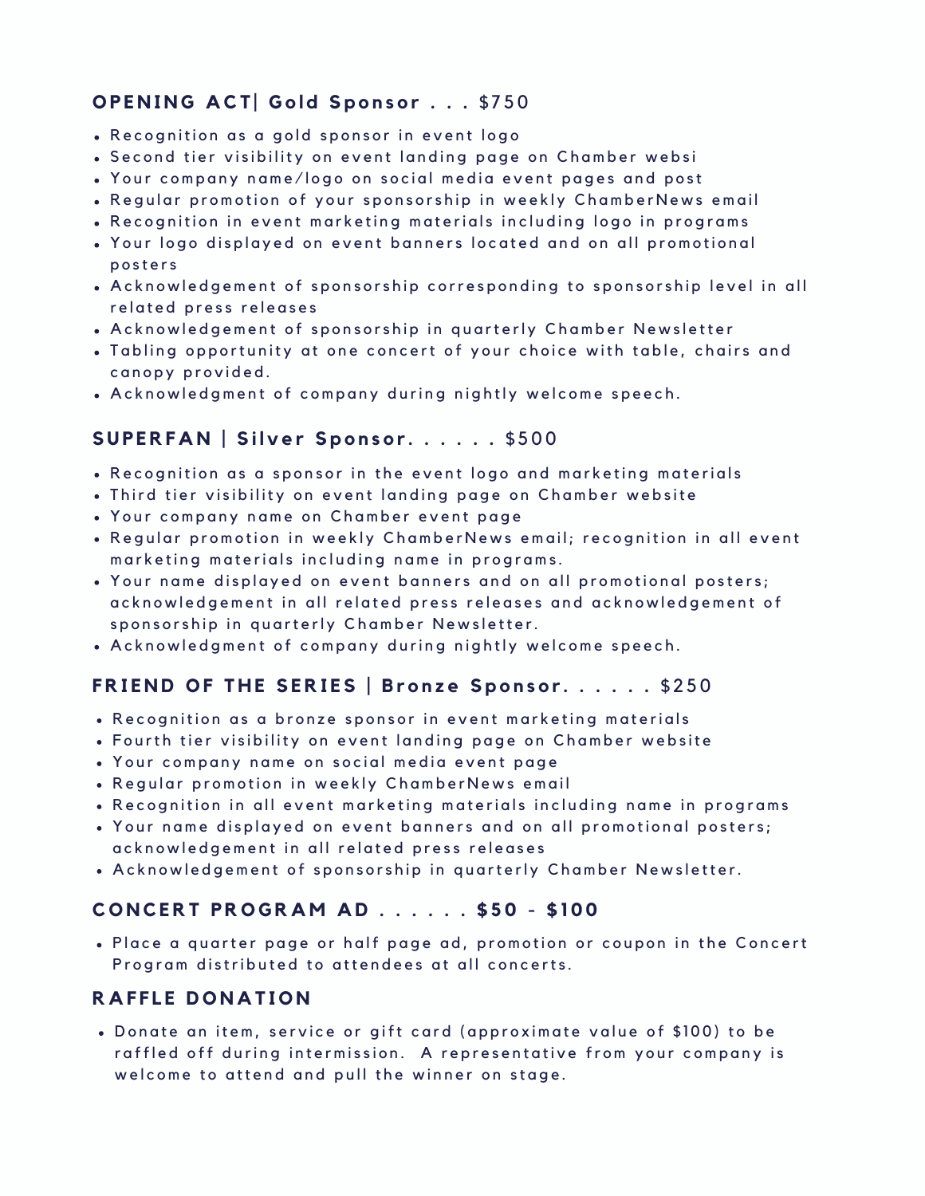## **OPENING ACT| Gold Sponsor . . .** $750

- Recognition as a gold sponsor in event logo
- Second tier visibility on event landing page on Chamber websi
- Your company name/logo on social media event pages and post
- Regular promotion of your sponsorship in weekly ChamberNews email
- Recognition in event marketing materials including logo in programs
- Your logo displayed on event banners located and on all promotional posters
- Acknowledgement of sponsorship corresponding to sponsorship level in all related press releases
- Acknowledgement of sponsorship in quarterly Chamber Newsletter
- Tabling opportunity at one concert of your choice with table, chairs and canopy provided.
- Acknowledgment of company during nightly welcome speech.

## **SUPERFAN | Silver Sponsor. . . . . .** $500

- Recognition as a sponsor in the event logo and marketing materials
- Third tier visibility on event landing page on Chamber website
- Your company name on Chamber event page
- Regular promotion in weekly ChamberNews email; recognition in all event marketing materials including name in programs.
- Your name displayed on event banners and on all promotional posters; acknowledgement in all related press releases and acknowledgement of sponsorship in quarterly Chamber Newsletter.
- Acknowledgment of company during nightly welcome speech.

## **FRIEND OF THE SERIES | Bronze Sponsor. . . . . .** $250

- Recognition as a bronze sponsor in event marketing materials
- Fourth tier visibility on event landing page on Chamber website
- Your company name on social media event page
- Regular promotion in weekly ChamberNews email
- Recognition in all event marketing materials including name in programs
- Your name displayed on event banners and on all promotional posters; acknowledgement in all related press releases
- Acknowledgement of sponsorship in quarterly Chamber Newsletter.

## **CONCERT PROGRAM AD . . . . . . $50 - $100**

- Place a quarter page or half page ad, promotion or coupon in the Concert Program distributed to attendees at all concerts.

## **RAFFLE DONATION**

- Donate an item, service or gift card (approximate value of $100) to be raffled off during intermission. A representative from your company is welcome to attend and pull the winner on stage.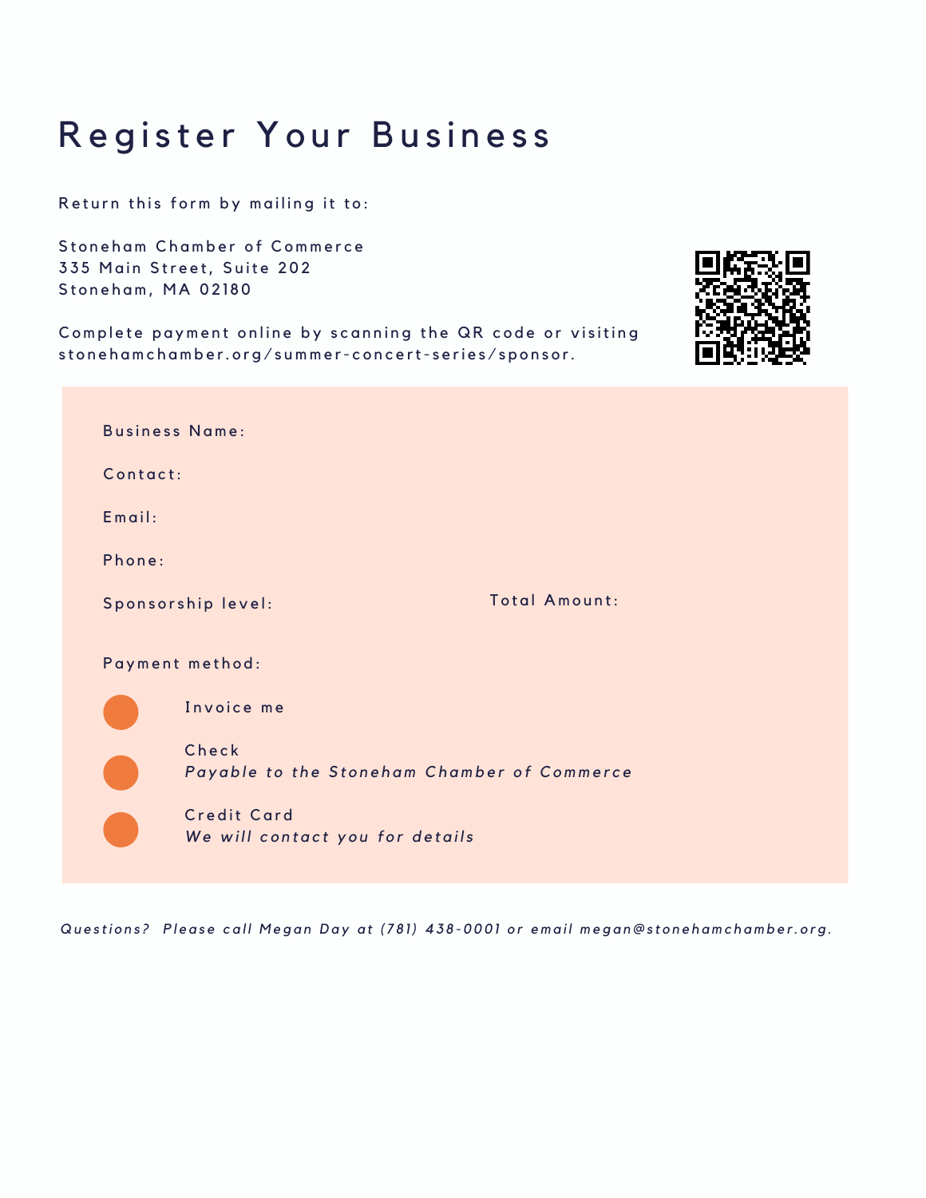# Register Your Business

Return this form by mailing it to:

Stoneham Chamber of Commerce
335 Main Street, Suite 202
Stoneham, MA 02180

Complete payment online by scanning the QR code or visiting stonehamchamber.org/summer-concert-series/sponsor.

Business Name:

Contact:

Email:

Phone:

Sponsorship level:

Total Amount:

Payment method:

- Invoice me
- Check
  *Payable to the Stoneham Chamber of Commerce*
- Credit Card
  *We will contact you for details*

*Questions? Please call Megan Day at (781) 438-0001 or email megan@stonehamchamber.org.*